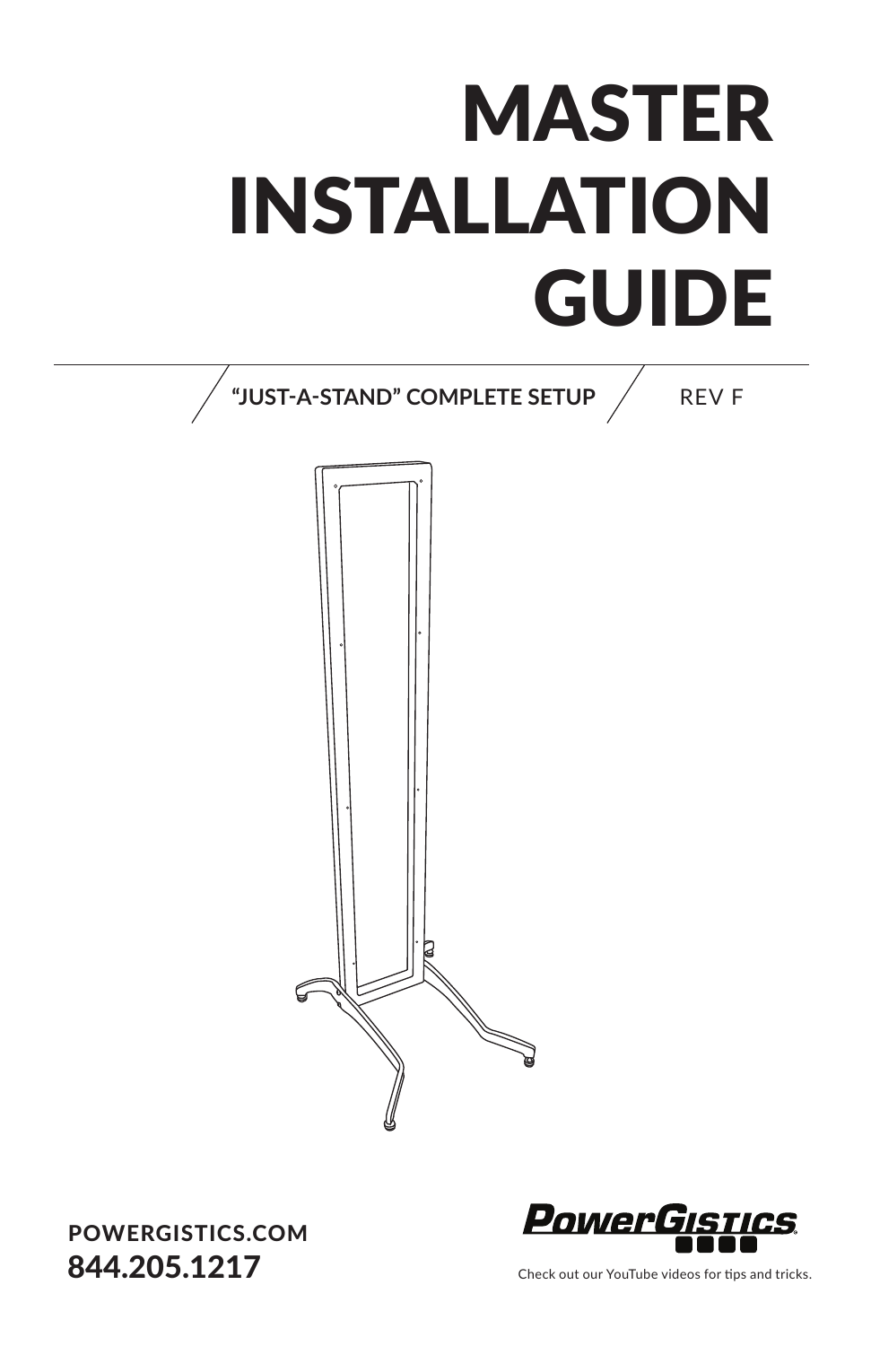# MASTER INSTALLATION GUIDE

**"JUST-A-STAND" COMPLETE SETUP** REV F

**POWERGISTICS.COM**

**844.205.1217**

Check out our YouTube videos for tips and tricks.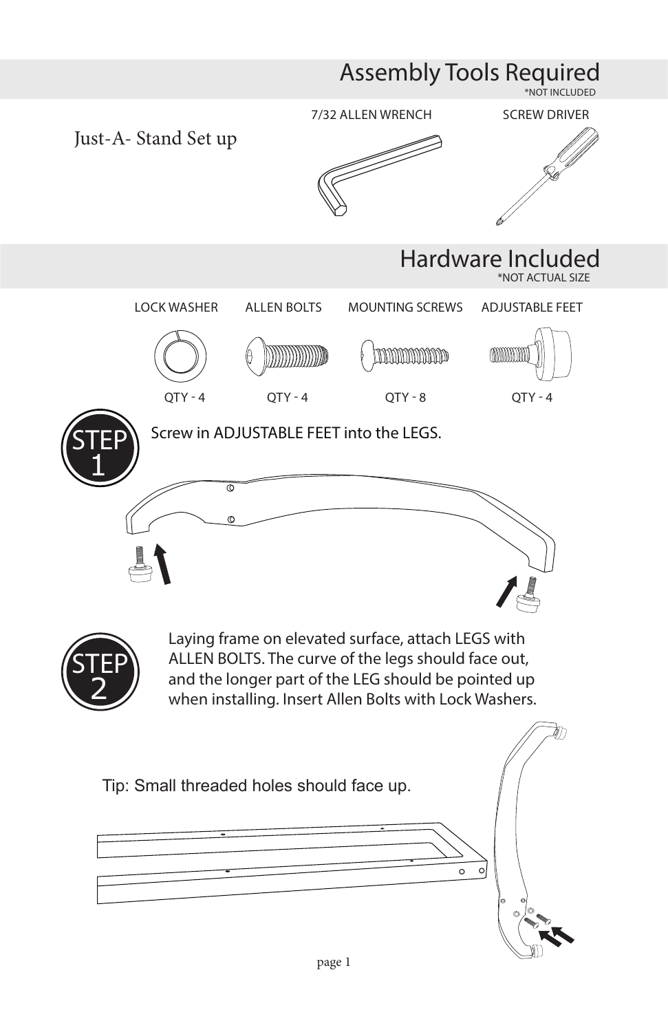## Assembly Tools Required

*NOT INCLUDED

Just-A- Stand Set up

7/32 ALLEN WRENCH

SCREW DRIVER

## Hardware Included

*NOT ACTUAL SIZE

| LOCK WASHER | ALLEN BOLTS | MOUNTING SCREWS | ADJUSTABLE FEET |
| --- | --- | --- | --- |
| QTY - 4 | QTY - 4 | QTY - 8 | QTY - 4 |

### STEP 1

Screw in ADJUSTABLE FEET into the LEGS.

### STEP 2

Laying frame on elevated surface, attach LEGS with ALLEN BOLTS. The curve of the legs should face out, and the longer part of the LEG should be pointed up when installing. Insert Allen Bolts with Lock Washers.

Tip: Small threaded holes should face up.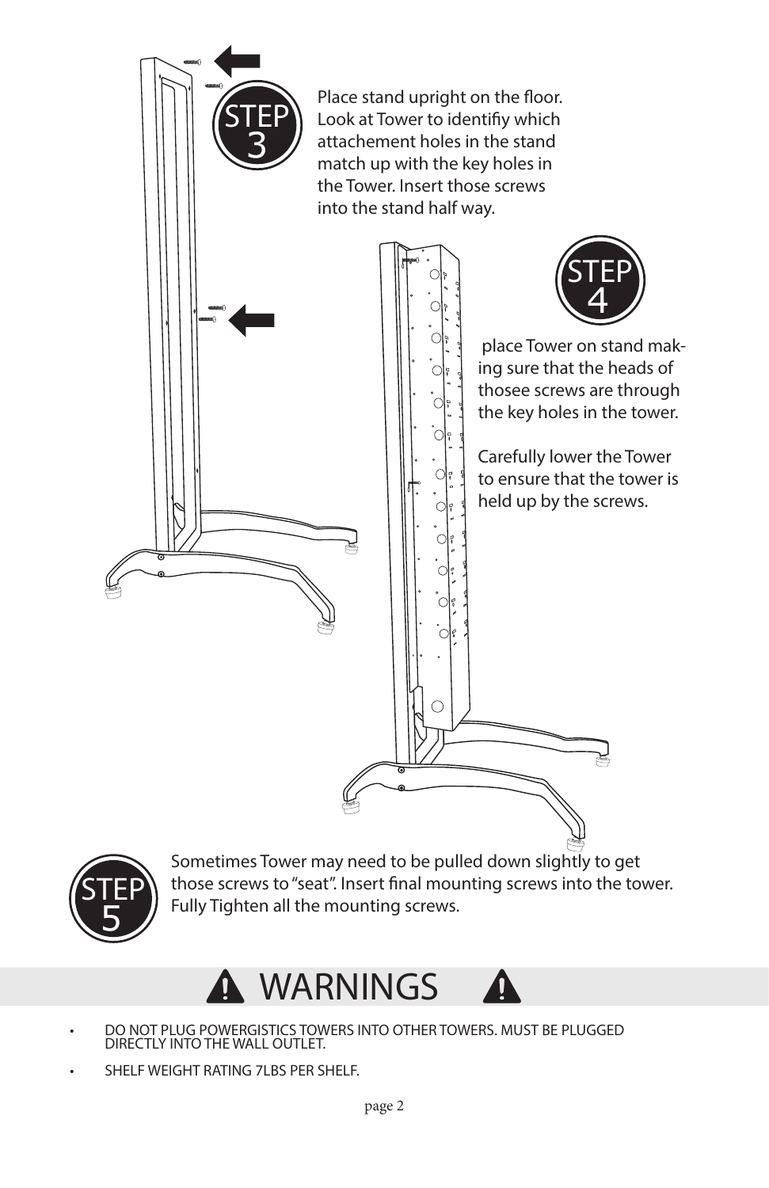STEP 3

Place stand upright on the floor. Look at Tower to identifiy which attachement holes in the stand match up with the key holes in the Tower. Insert those screws into the stand half way.

STEP 4

place Tower on stand making sure that the heads of thosee screws are through the key holes in the tower.

Carefully lower the Tower to ensure that the tower is held up by the screws.

STEP 5

Sometimes Tower may need to be pulled down slightly to get those screws to "seat". Insert final mounting screws into the tower. Fully Tighten all the mounting screws.

# WARNINGS

- DO NOT PLUG POWERGISTICS TOWERS INTO OTHER TOWERS. MUST BE PLUGGED DIRECTLY INTO THE WALL OUTLET.
- SHELF WEIGHT RATING 7LBS PER SHELF.